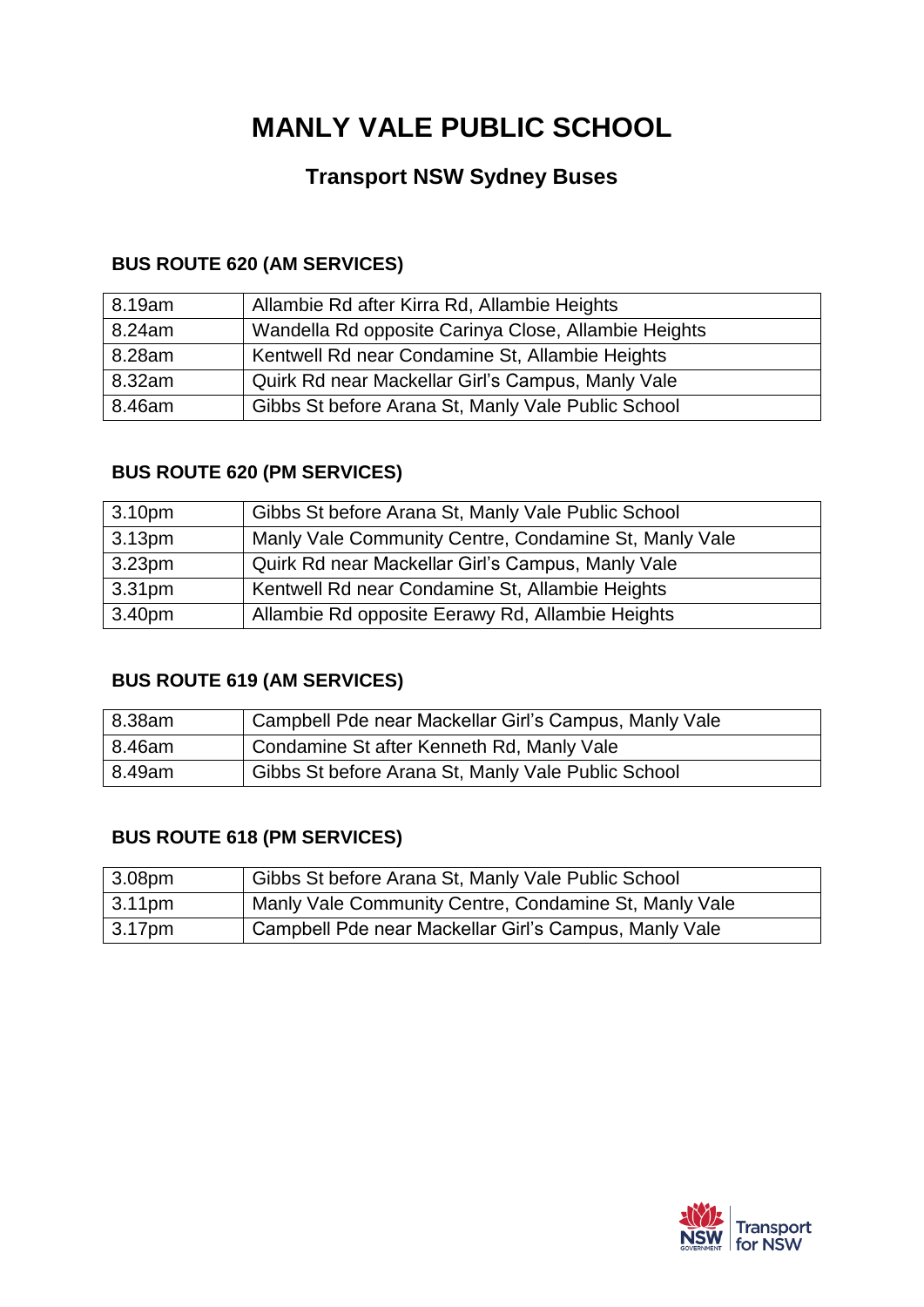# MANLY VALE PUBLIC SCHOOL

## Transport NSW Sydney Buses

### BUS ROUTE 620 (AM SERVICES)

| | |
|---|---|
| 8.19am | Allambie Rd after Kirra Rd, Allambie Heights |
| 8.24am | Wandella Rd opposite Carinya Close, Allambie Heights |
| 8.28am | Kentwell Rd near Condamine St, Allambie Heights |
| 8.32am | Quirk Rd near Mackellar Girl's Campus, Manly Vale |
| 8.46am | Gibbs St before Arana St, Manly Vale Public School |

### BUS ROUTE 620 (PM SERVICES)

| | |
|---|---|
| 3.10pm | Gibbs St before Arana St, Manly Vale Public School |
| 3.13pm | Manly Vale Community Centre, Condamine St, Manly Vale |
| 3.23pm | Quirk Rd near Mackellar Girl's Campus, Manly Vale |
| 3.31pm | Kentwell Rd near Condamine St, Allambie Heights |
| 3.40pm | Allambie Rd opposite Eerawy Rd, Allambie Heights |

### BUS ROUTE 619 (AM SERVICES)

| | |
|---|---|
| 8.38am | Campbell Pde near Mackellar Girl's Campus, Manly Vale |
| 8.46am | Condamine St after Kenneth Rd, Manly Vale |
| 8.49am | Gibbs St before Arana St, Manly Vale Public School |

### BUS ROUTE 618 (PM SERVICES)

| | |
|---|---|
| 3.08pm | Gibbs St before Arana St, Manly Vale Public School |
| 3.11pm | Manly Vale Community Centre, Condamine St, Manly Vale |
| 3.17pm | Campbell Pde near Mackellar Girl's Campus, Manly Vale |

NSW GOVERNMENT | Transport for NSW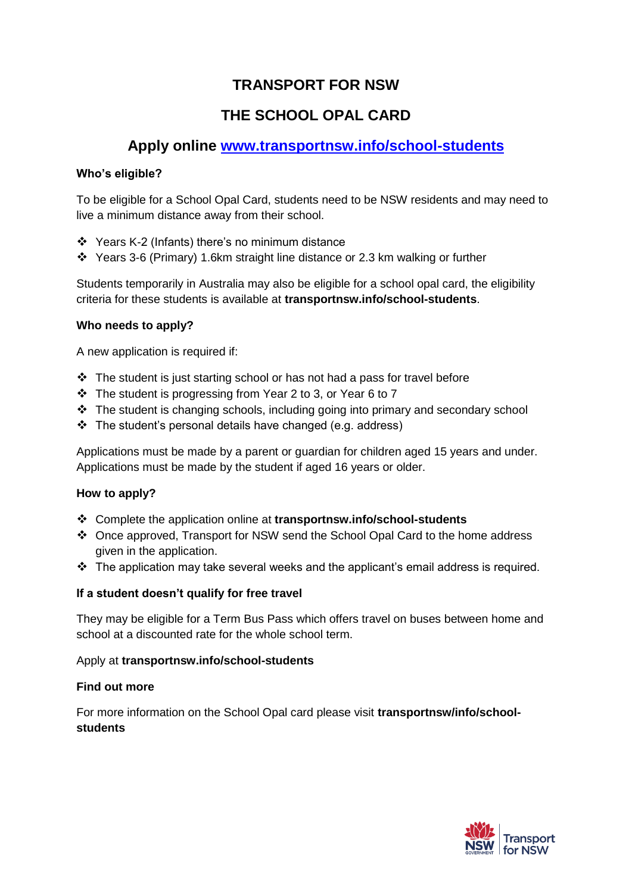# TRANSPORT FOR NSW

# THE SCHOOL OPAL CARD

## Apply online [www.transportnsw.info/school-students](http://www.transportnsw.info/school-students)

**Who's eligible?**

To be eligible for a School Opal Card, students need to be NSW residents and may need to live a minimum distance away from their school.

- Years K-2 (Infants) there's no minimum distance
- Years 3-6 (Primary) 1.6km straight line distance or 2.3 km walking or further

Students temporarily in Australia may also be eligible for a school opal card, the eligibility criteria for these students is available at **transportnsw.info/school-students**.

**Who needs to apply?**

A new application is required if:

- The student is just starting school or has not had a pass for travel before
- The student is progressing from Year 2 to 3, or Year 6 to 7
- The student is changing schools, including going into primary and secondary school
- The student's personal details have changed (e.g. address)

Applications must be made by a parent or guardian for children aged 15 years and under. Applications must be made by the student if aged 16 years or older.

**How to apply?**

- Complete the application online at **transportnsw.info/school-students**
- Once approved, Transport for NSW send the School Opal Card to the home address given in the application.
- The application may take several weeks and the applicant's email address is required.

**If a student doesn't qualify for free travel**

They may be eligible for a Term Bus Pass which offers travel on buses between home and school at a discounted rate for the whole school term.

Apply at **transportnsw.info/school-students**

**Find out more**

For more information on the School Opal card please visit **transportnsw/info/school-students**